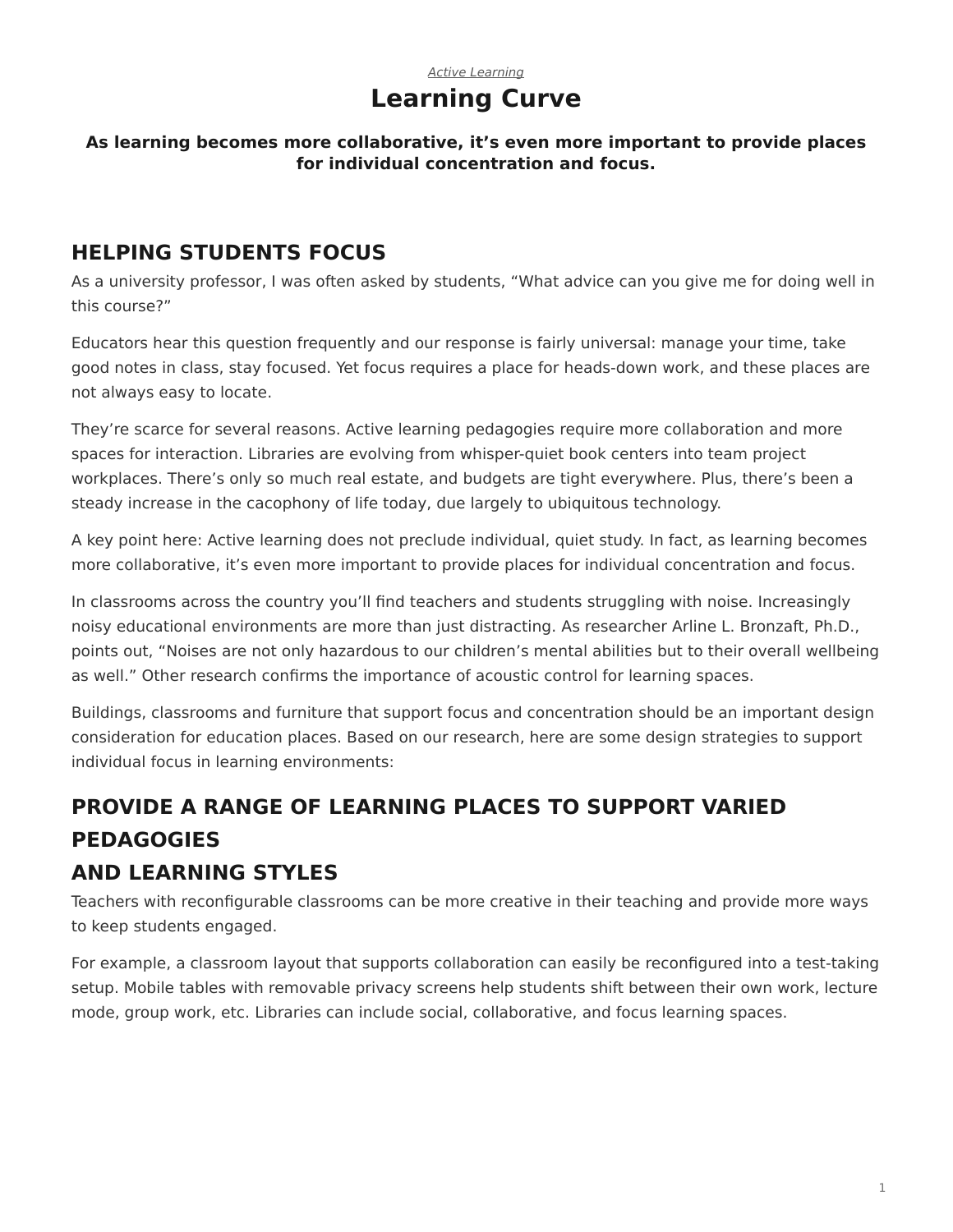*Active Learning*

# Learning Curve

**As learning becomes more collaborative, it's even more important to provide places for individual concentration and focus.**

## HELPING STUDENTS FOCUS

As a university professor, I was often asked by students, "What advice can you give me for doing well in this course?"

Educators hear this question frequently and our response is fairly universal: manage your time, take good notes in class, stay focused. Yet focus requires a place for heads-down work, and these places are not always easy to locate.

They're scarce for several reasons. Active learning pedagogies require more collaboration and more spaces for interaction. Libraries are evolving from whisper-quiet book centers into team project workplaces. There's only so much real estate, and budgets are tight everywhere. Plus, there's been a steady increase in the cacophony of life today, due largely to ubiquitous technology.

A key point here: Active learning does not preclude individual, quiet study. In fact, as learning becomes more collaborative, it's even more important to provide places for individual concentration and focus.

In classrooms across the country you'll find teachers and students struggling with noise. Increasingly noisy educational environments are more than just distracting. As researcher Arline L. Bronzaft, Ph.D., points out, "Noises are not only hazardous to our children's mental abilities but to their overall wellbeing as well." Other research confirms the importance of acoustic control for learning spaces.

Buildings, classrooms and furniture that support focus and concentration should be an important design consideration for education places. Based on our research, here are some design strategies to support individual focus in learning environments:

## PROVIDE A RANGE OF LEARNING PLACES TO SUPPORT VARIED PEDAGOGIES AND LEARNING STYLES

Teachers with reconfigurable classrooms can be more creative in their teaching and provide more ways to keep students engaged.

For example, a classroom layout that supports collaboration can easily be reconfigured into a test-taking setup. Mobile tables with removable privacy screens help students shift between their own work, lecture mode, group work, etc. Libraries can include social, collaborative, and focus learning spaces.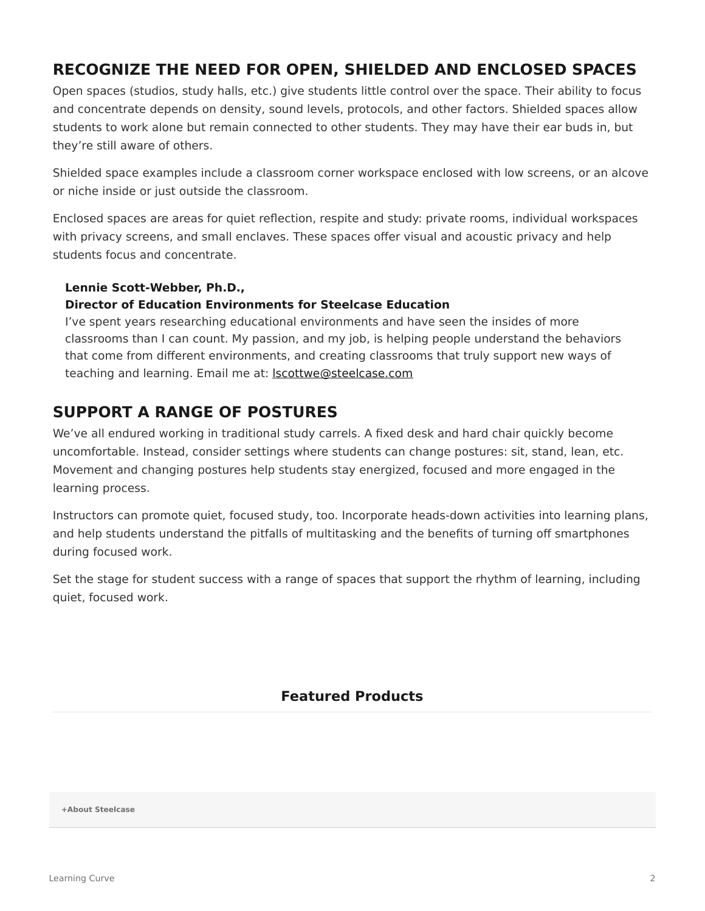## RECOGNIZE THE NEED FOR OPEN, SHIELDED AND ENCLOSED SPACES

Open spaces (studios, study halls, etc.) give students little control over the space. Their ability to focus and concentrate depends on density, sound levels, protocols, and other factors. Shielded spaces allow students to work alone but remain connected to other students. They may have their ear buds in, but they're still aware of others.

Shielded space examples include a classroom corner workspace enclosed with low screens, or an alcove or niche inside or just outside the classroom.

Enclosed spaces are areas for quiet reflection, respite and study: private rooms, individual workspaces with privacy screens, and small enclaves. These spaces offer visual and acoustic privacy and help students focus and concentrate.

**Lennie Scott-Webber, Ph.D.,**
**Director of Education Environments for Steelcase Education**
I've spent years researching educational environments and have seen the insides of more classrooms than I can count. My passion, and my job, is helping people understand the behaviors that come from different environments, and creating classrooms that truly support new ways of teaching and learning. Email me at: lscottwe@steelcase.com

## SUPPORT A RANGE OF POSTURES

We've all endured working in traditional study carrels. A fixed desk and hard chair quickly become uncomfortable. Instead, consider settings where students can change postures: sit, stand, lean, etc. Movement and changing postures help students stay energized, focused and more engaged in the learning process.

Instructors can promote quiet, focused study, too. Incorporate heads-down activities into learning plans, and help students understand the pitfalls of multitasking and the benefits of turning off smartphones during focused work.

Set the stage for student success with a range of spaces that support the rhythm of learning, including quiet, focused work.

### Featured Products

+About Steelcase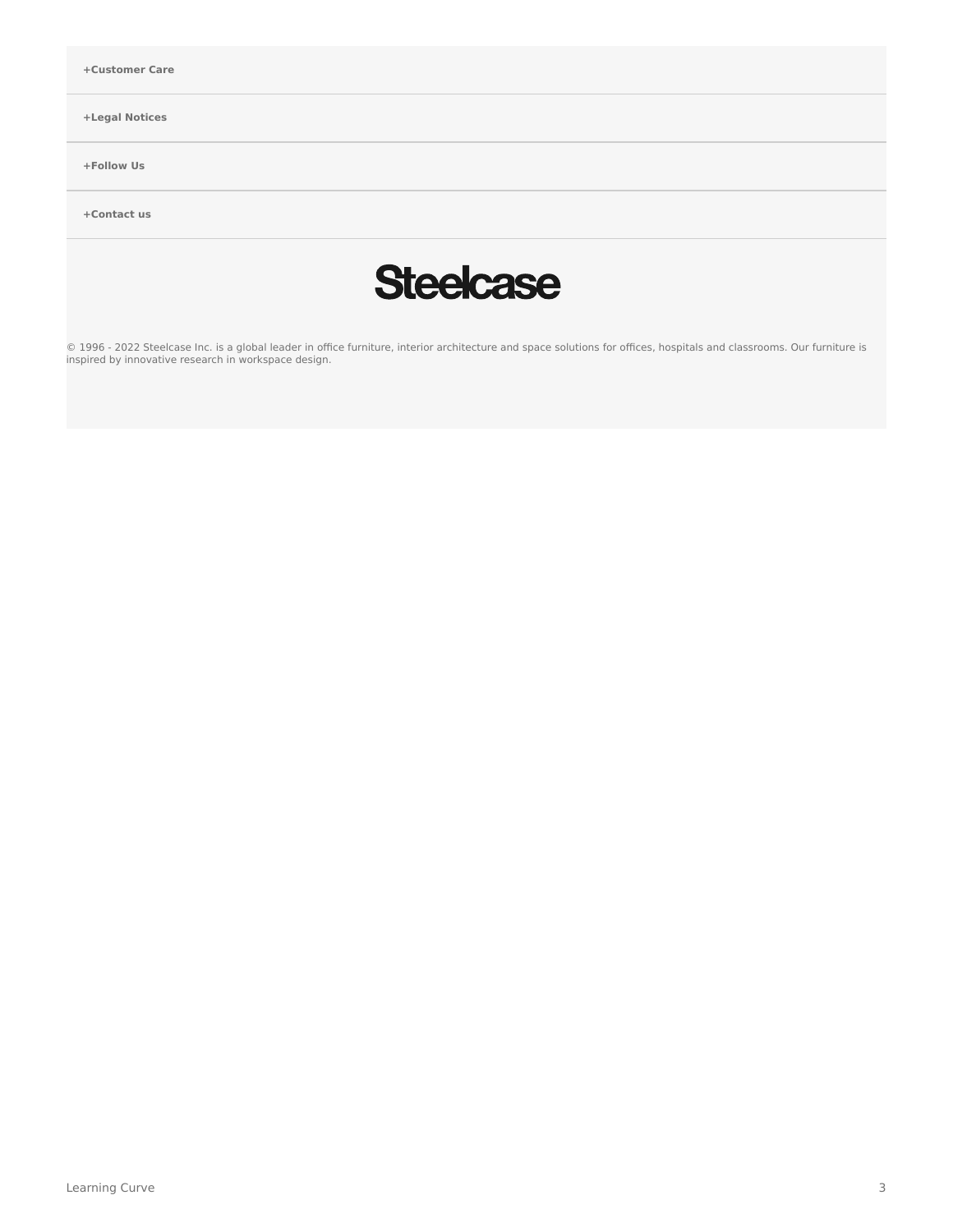**+Customer Care**

**+Legal Notices**

**+Follow Us**

**+Contact us**

Steelcase

© 1996 - 2022 Steelcase Inc. is a global leader in office furniture, interior architecture and space solutions for offices, hospitals and classrooms. Our furniture is inspired by innovative research in workspace design.